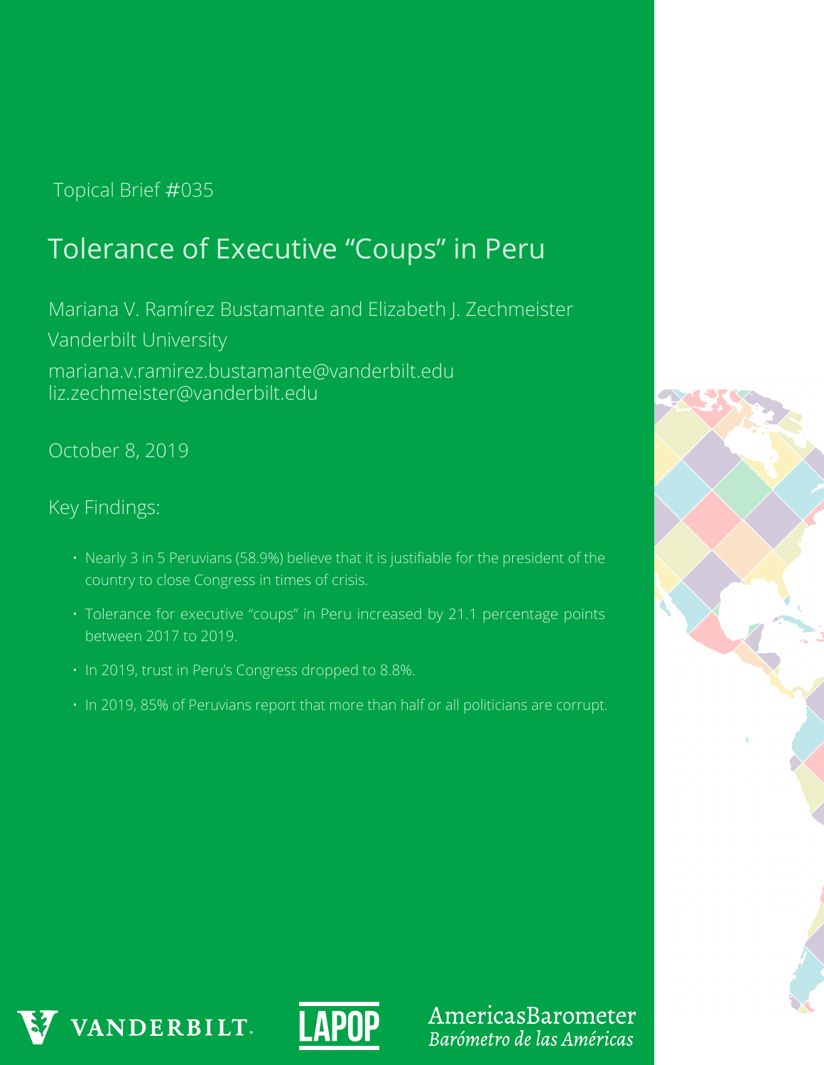Topical Brief #035

# Tolerance of Executive "Coups" in Peru

Mariana V. Ramírez Bustamante and Elizabeth J. Zechmeister

Vanderbilt University

mariana.v.ramirez.bustamante@vanderbilt.edu
liz.zechmeister@vanderbilt.edu

October 8, 2019

## Key Findings:

- Nearly 3 in 5 Peruvians (58.9%) believe that it is justifiable for the president of the country to close Congress in times of crisis.
- Tolerance for executive "coups" in Peru increased by 21.1 percentage points between 2017 to 2019.
- In 2019, trust in Peru's Congress dropped to 8.8%.
- In 2019, 85% of Peruvians report that more than half or all politicians are corrupt.

VANDERBILT · LAPOP · AmericasBarometer *Barómetro de las Américas*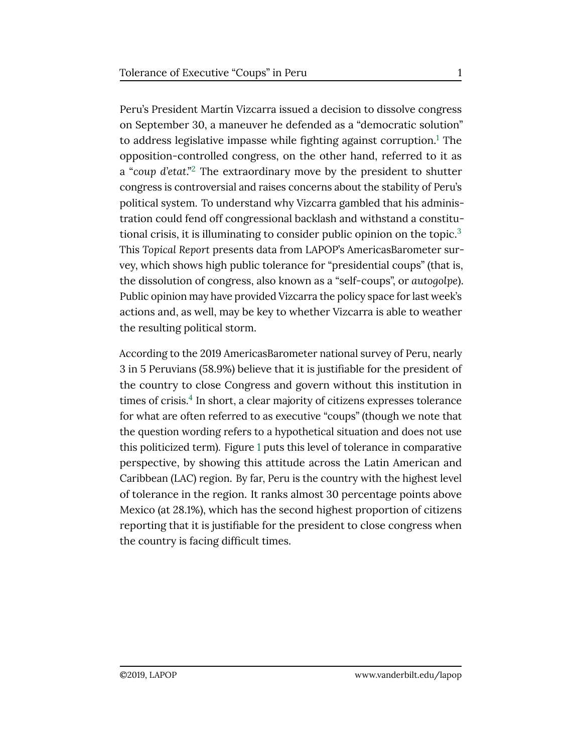Peru's President Martín Vizcarra issued a decision to dissolve congress on September 30, a maneuver he defended as a "democratic solution" to address legislative impasse while fighting against corruption.[1] The opposition-controlled congress, on the other hand, referred to it as a "*coup d'etat*."[2] The extraordinary move by the president to shutter congress is controversial and raises concerns about the stability of Peru's political system. To understand why Vizcarra gambled that his administration could fend off congressional backlash and withstand a constitutional crisis, it is illuminating to consider public opinion on the topic.[3] This *Topical Report* presents data from LAPOP's AmericasBarometer survey, which shows high public tolerance for "presidential coups" (that is, the dissolution of congress, also known as a "self-coups", or *autogolpe*). Public opinion may have provided Vizcarra the policy space for last week's actions and, as well, may be key to whether Vizcarra is able to weather the resulting political storm.

According to the 2019 AmericasBarometer national survey of Peru, nearly 3 in 5 Peruvians (58.9%) believe that it is justifiable for the president of the country to close Congress and govern without this institution in times of crisis.[4] In short, a clear majority of citizens expresses tolerance for what are often referred to as executive "coups" (though we note that the question wording refers to a hypothetical situation and does not use this politicized term). Figure 1 puts this level of tolerance in comparative perspective, by showing this attitude across the Latin American and Caribbean (LAC) region. By far, Peru is the country with the highest level of tolerance in the region. It ranks almost 30 percentage points above Mexico (at 28.1%), which has the second highest proportion of citizens reporting that it is justifiable for the president to close congress when the country is facing difficult times.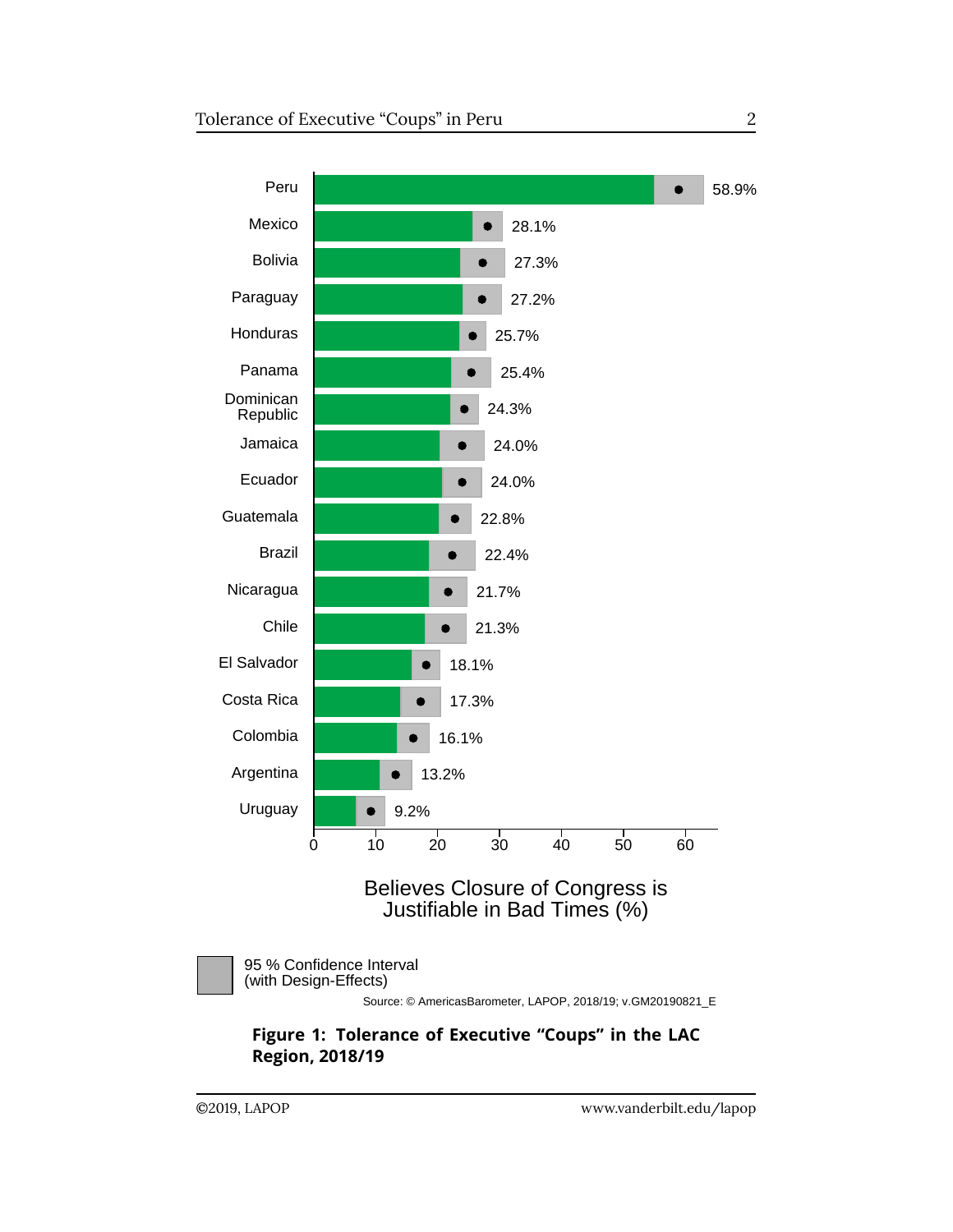| Country | Believes Closure of Congress is Justifiable in Bad Times (%) |
| --- | --- |
| Peru | 58.9% |
| Mexico | 28.1% |
| Bolivia | 27.3% |
| Paraguay | 27.2% |
| Honduras | 25.7% |
| Panama | 25.4% |
| Dominican Republic | 24.3% |
| Jamaica | 24.0% |
| Ecuador | 24.0% |
| Guatemala | 22.8% |
| Brazil | 22.4% |
| Nicaragua | 21.7% |
| Chile | 21.3% |
| El Salvador | 18.1% |
| Costa Rica | 17.3% |
| Colombia | 16.1% |
| Argentina | 13.2% |
| Uruguay | 9.2% |

95 % Confidence Interval (with Design-Effects)

Source: © AmericasBarometer, LAPOP, 2018/19; v.GM20190821_E

**Figure 1: Tolerance of Executive "Coups" in the LAC Region, 2018/19**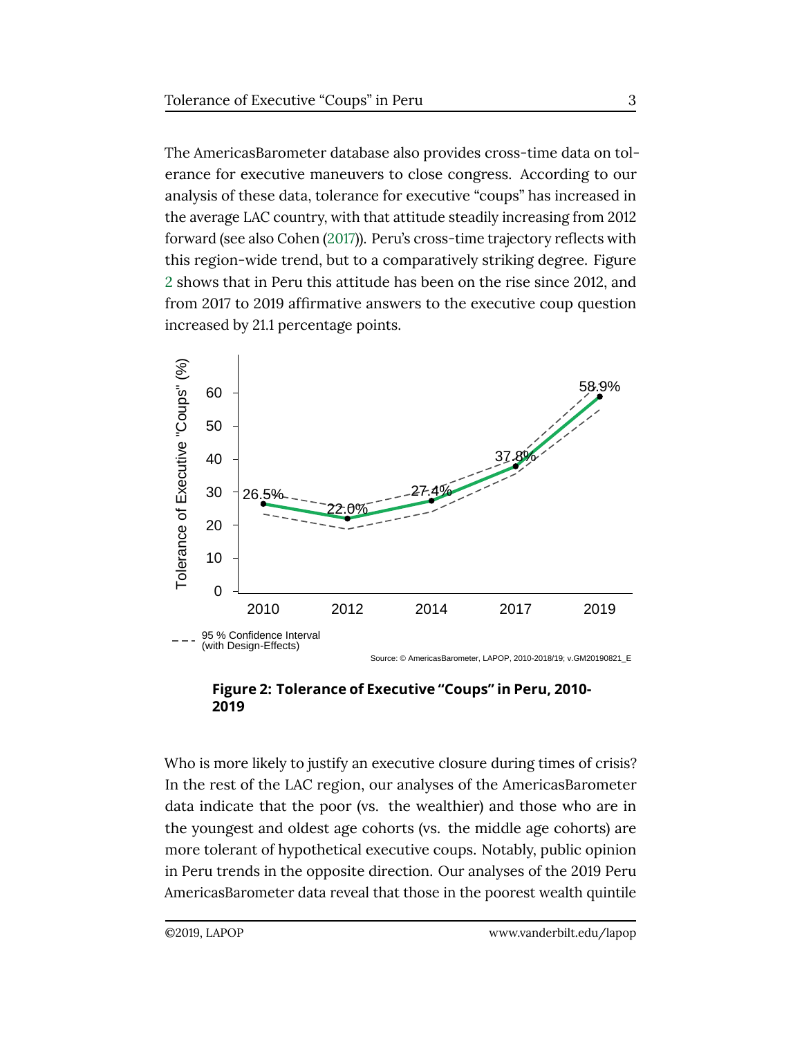The AmericasBarometer database also provides cross-time data on tolerance for executive maneuvers to close congress. According to our analysis of these data, tolerance for executive "coups" has increased in the average LAC country, with that attitude steadily increasing from 2012 forward (see also Cohen (2017)). Peru's cross-time trajectory reflects with this region-wide trend, but to a comparatively striking degree. Figure 2 shows that in Peru this attitude has been on the rise since 2012, and from 2017 to 2019 affirmative answers to the executive coup question increased by 21.1 percentage points.

**Figure 2: Tolerance of Executive "Coups" in Peru, 2010-2019**

Who is more likely to justify an executive closure during times of crisis? In the rest of the LAC region, our analyses of the AmericasBarometer data indicate that the poor (vs. the wealthier) and those who are in the youngest and oldest age cohorts (vs. the middle age cohorts) are more tolerant of hypothetical executive coups. Notably, public opinion in Peru trends in the opposite direction. Our analyses of the 2019 Peru AmericasBarometer data reveal that those in the poorest wealth quintile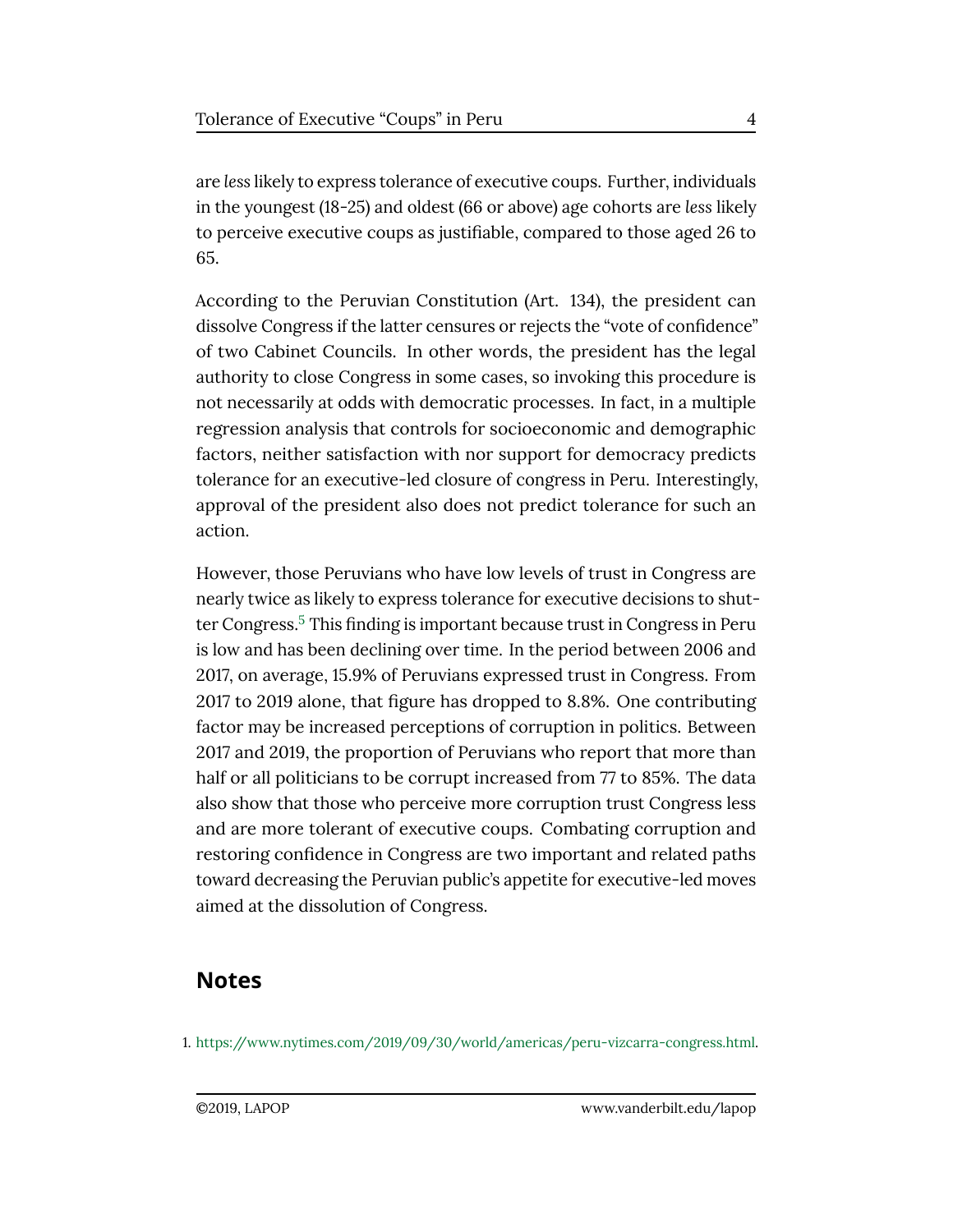are *less* likely to express tolerance of executive coups. Further, individuals in the youngest (18-25) and oldest (66 or above) age cohorts are *less* likely to perceive executive coups as justifiable, compared to those aged 26 to 65.

According to the Peruvian Constitution (Art. 134), the president can dissolve Congress if the latter censures or rejects the "vote of confidence" of two Cabinet Councils. In other words, the president has the legal authority to close Congress in some cases, so invoking this procedure is not necessarily at odds with democratic processes. In fact, in a multiple regression analysis that controls for socioeconomic and demographic factors, neither satisfaction with nor support for democracy predicts tolerance for an executive-led closure of congress in Peru. Interestingly, approval of the president also does not predict tolerance for such an action.

However, those Peruvians who have low levels of trust in Congress are nearly twice as likely to express tolerance for executive decisions to shutter Congress.[5] This finding is important because trust in Congress in Peru is low and has been declining over time. In the period between 2006 and 2017, on average, 15.9% of Peruvians expressed trust in Congress. From 2017 to 2019 alone, that figure has dropped to 8.8%. One contributing factor may be increased perceptions of corruption in politics. Between 2017 and 2019, the proportion of Peruvians who report that more than half or all politicians to be corrupt increased from 77 to 85%. The data also show that those who perceive more corruption trust Congress less and are more tolerant of executive coups. Combating corruption and restoring confidence in Congress are two important and related paths toward decreasing the Peruvian public's appetite for executive-led moves aimed at the dissolution of Congress.

## Notes

1. https://www.nytimes.com/2019/09/30/world/americas/peru-vizcarra-congress.html.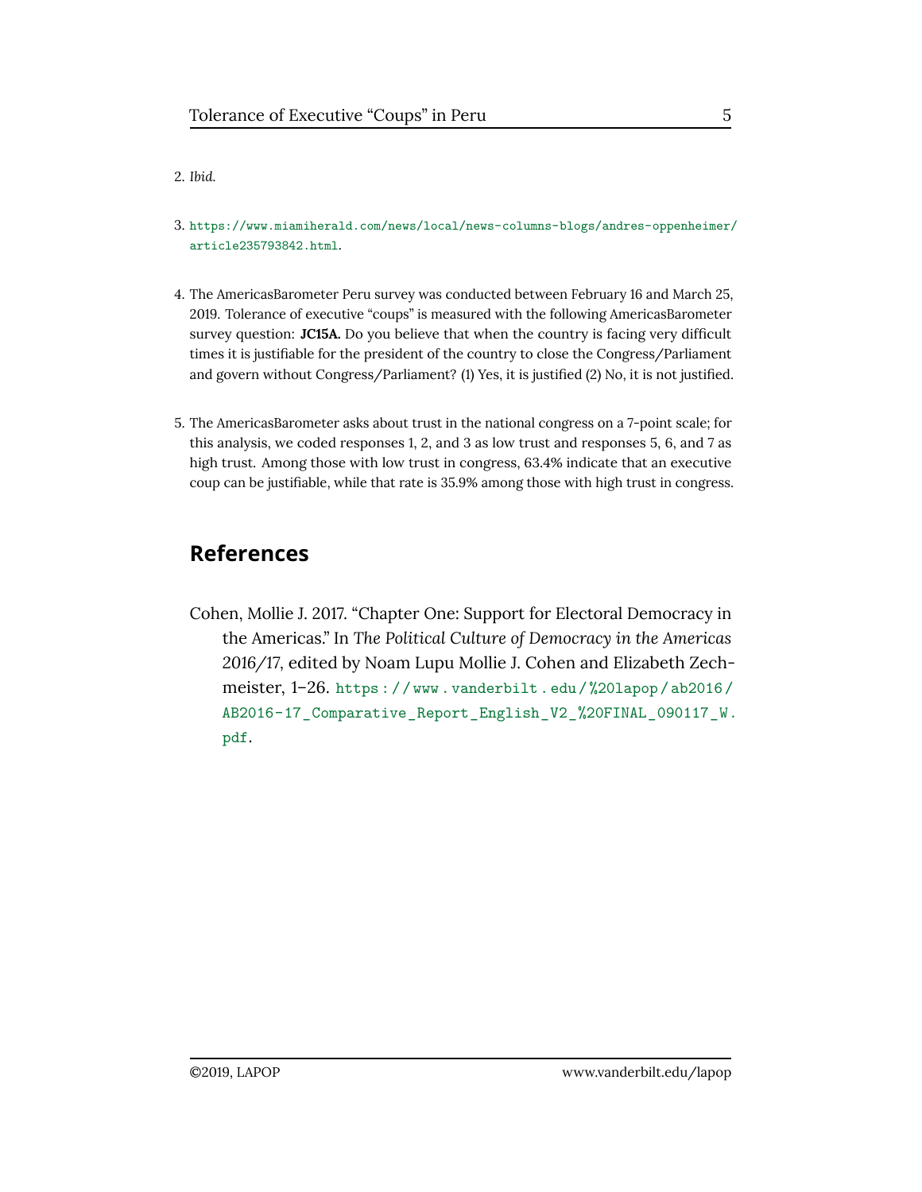2. *Ibid.*

3. https://www.miamiherald.com/news/local/news-columns-blogs/andres-oppenheimer/article235793842.html.

4. The AmericasBarometer Peru survey was conducted between February 16 and March 25, 2019. Tolerance of executive "coups" is measured with the following AmericasBarometer survey question: **JC15A.** Do you believe that when the country is facing very difficult times it is justifiable for the president of the country to close the Congress/Parliament and govern without Congress/Parliament? (1) Yes, it is justified (2) No, it is not justified.

5. The AmericasBarometer asks about trust in the national congress on a 7-point scale; for this analysis, we coded responses 1, 2, and 3 as low trust and responses 5, 6, and 7 as high trust. Among those with low trust in congress, 63.4% indicate that an executive coup can be justifiable, while that rate is 35.9% among those with high trust in congress.

## References

Cohen, Mollie J. 2017. "Chapter One: Support for Electoral Democracy in the Americas." In *The Political Culture of Democracy in the Americas 2016/17*, edited by Noam Lupu Mollie J. Cohen and Elizabeth Zechmeister, 1–26. https://www.vanderbilt.edu/%20lapop/ab2016/AB2016-17_Comparative_Report_English_V2_%20FINAL_090117_W.pdf.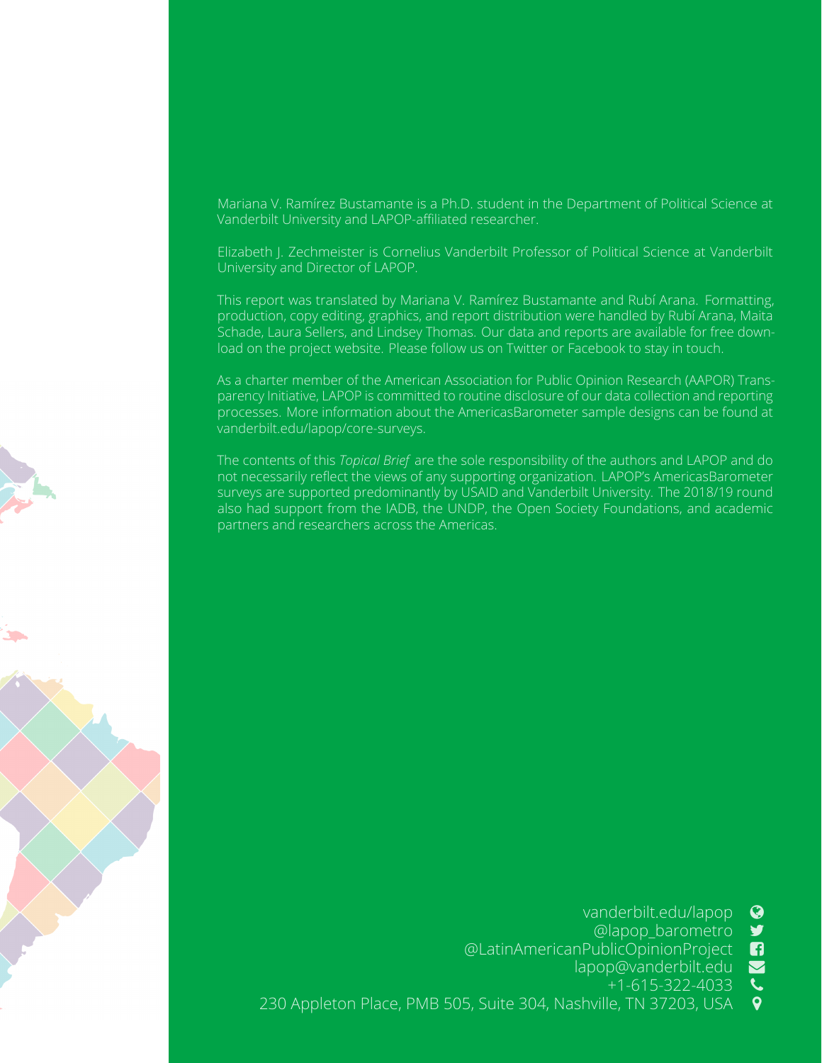Mariana V. Ramírez Bustamante is a Ph.D. student in the Department of Political Science at Vanderbilt University and LAPOP-affiliated researcher.

Elizabeth J. Zechmeister is Cornelius Vanderbilt Professor of Political Science at Vanderbilt University and Director of LAPOP.

This report was translated by Mariana V. Ramírez Bustamante and Rubí Arana. Formatting, production, copy editing, graphics, and report distribution were handled by Rubí Arana, Maita Schade, Laura Sellers, and Lindsey Thomas. Our data and reports are available for free download on the project website. Please follow us on Twitter or Facebook to stay in touch.

As a charter member of the American Association for Public Opinion Research (AAPOR) Transparency Initiative, LAPOP is committed to routine disclosure of our data collection and reporting processes. More information about the AmericasBarometer sample designs can be found at vanderbilt.edu/lapop/core-surveys.

The contents of this *Topical Brief* are the sole responsibility of the authors and LAPOP and do not necessarily reflect the views of any supporting organization. LAPOP's AmericasBarometer surveys are supported predominantly by USAID and Vanderbilt University. The 2018/19 round also had support from the IADB, the UNDP, the Open Society Foundations, and academic partners and researchers across the Americas.

vanderbilt.edu/lapop
@lapop_barometro
@LatinAmericanPublicOpinionProject
lapop@vanderbilt.edu
+1-615-322-4033
230 Appleton Place, PMB 505, Suite 304, Nashville, TN 37203, USA